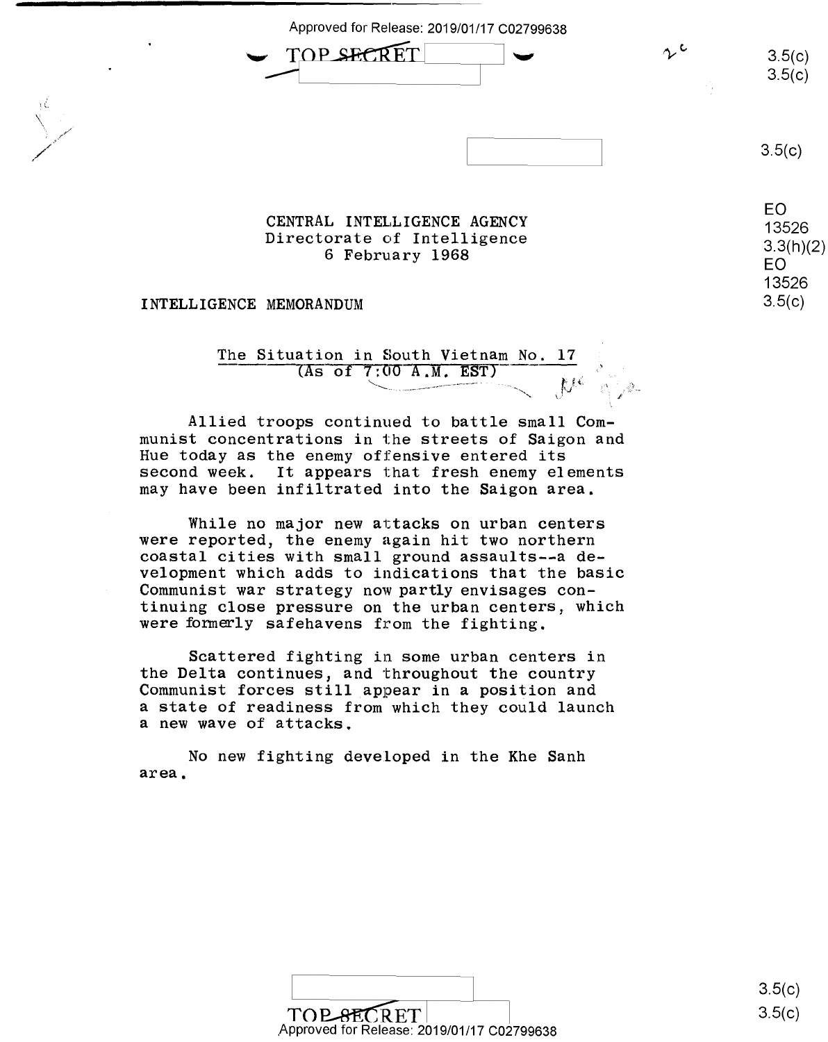CENTRAL INTELLIGENCE AGENCY
Directorate of Intelligence
6 February 1968

INTELLIGENCE MEMORANDUM

## The Situation in South Vietnam No. 17
(As of 7:00 A.M. EST)

Allied troops continued to battle small Communist concentrations in the streets of Saigon and Hue today as the enemy offensive entered its second week. It appears that fresh enemy elements may have been infiltrated into the Saigon area.

While no major new attacks on urban centers were reported, the enemy again hit two northern coastal cities with small ground assaults--a development which adds to indications that the basic Communist war strategy now partly envisages continuing close pressure on the urban centers, which were formerly safehavens from the fighting.

Scattered fighting in some urban centers in the Delta continues, and throughout the country Communist forces still appear in a position and a state of readiness from which they could launch a new wave of attacks.

No new fighting developed in the Khe Sanh area.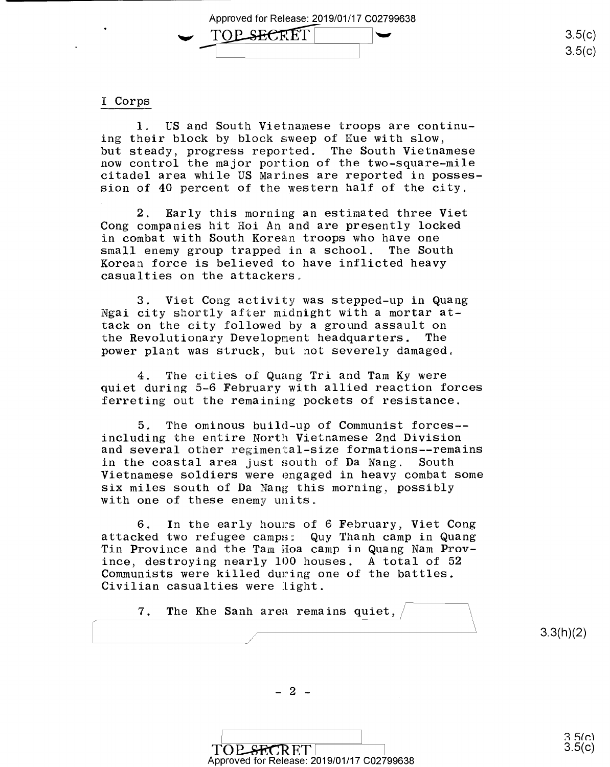## I Corps

1. US and South Vietnamese troops are continuing their block by block sweep of Hue with slow, but steady, progress reported. The South Vietnamese now control the major portion of the two-square-mile citadel area while US Marines are reported in possession of 40 percent of the western half of the city.

2. Early this morning an estimated three Viet Cong companies hit Hoi An and are presently locked in combat with South Korean troops who have one small enemy group trapped in a school. The South Korean force is believed to have inflicted heavy casualties on the attackers.

3. Viet Cong activity was stepped-up in Quang Ngai city shortly after midnight with a mortar attack on the city followed by a ground assault on the Revolutionary Development headquarters. The power plant was struck, but not severely damaged.

4. The cities of Quang Tri and Tam Ky were quiet during 5-6 February with allied reaction forces ferreting out the remaining pockets of resistance.

5. The ominous build-up of Communist forces--including the entire North Vietnamese 2nd Division and several other regimental-size formations--remains in the coastal area just south of Da Nang. South Vietnamese soldiers were engaged in heavy combat some six miles south of Da Nang this morning, possibly with one of these enemy units.

6. In the early hours of 6 February, Viet Cong attacked two refugee camps: Quy Thanh camp in Quang Tin Province and the Tam Hoa camp in Quang Nam Province, destroying nearly 100 houses. A total of 52 Communists were killed during one of the battles. Civilian casualties were light.

7. The Khe Sanh area remains quiet,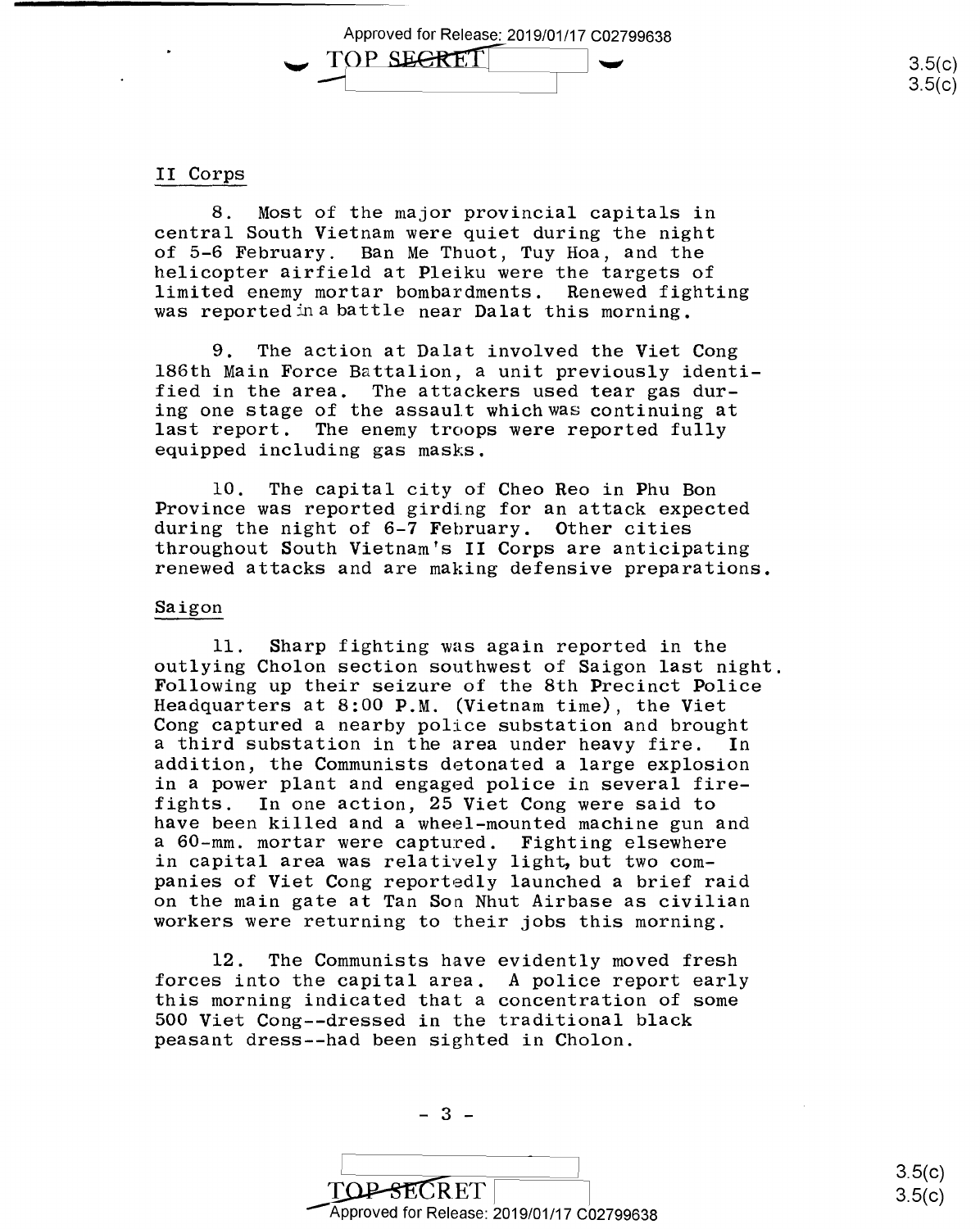## II Corps

8. Most of the major provincial capitals in central South Vietnam were quiet during the night of 5-6 February. Ban Me Thuot, Tuy Hoa, and the helicopter airfield at Pleiku were the targets of limited enemy mortar bombardments. Renewed fighting was reported in a battle near Dalat this morning.

9. The action at Dalat involved the Viet Cong 186th Main Force Battalion, a unit previously identified in the area. The attackers used tear gas during one stage of the assault which was continuing at last report. The enemy troops were reported fully equipped including gas masks.

10. The capital city of Cheo Reo in Phu Bon Province was reported girding for an attack expected during the night of 6-7 February. Other cities throughout South Vietnam's II Corps are anticipating renewed attacks and are making defensive preparations.

## Saigon

11. Sharp fighting was again reported in the outlying Cholon section southwest of Saigon last night. Following up their seizure of the 8th Precinct Police Headquarters at 8:00 P.M. (Vietnam time), the Viet Cong captured a nearby police substation and brought a third substation in the area under heavy fire. In addition, the Communists detonated a large explosion in a power plant and engaged police in several firefights. In one action, 25 Viet Cong were said to have been killed and a wheel-mounted machine gun and a 60-mm. mortar were captured. Fighting elsewhere in capital area was relatively light, but two companies of Viet Cong reportedly launched a brief raid on the main gate at Tan Son Nhut Airbase as civilian workers were returning to their jobs this morning.

12. The Communists have evidently moved fresh forces into the capital area. A police report early this morning indicated that a concentration of some 500 Viet Cong--dressed in the traditional black peasant dress--had been sighted in Cholon.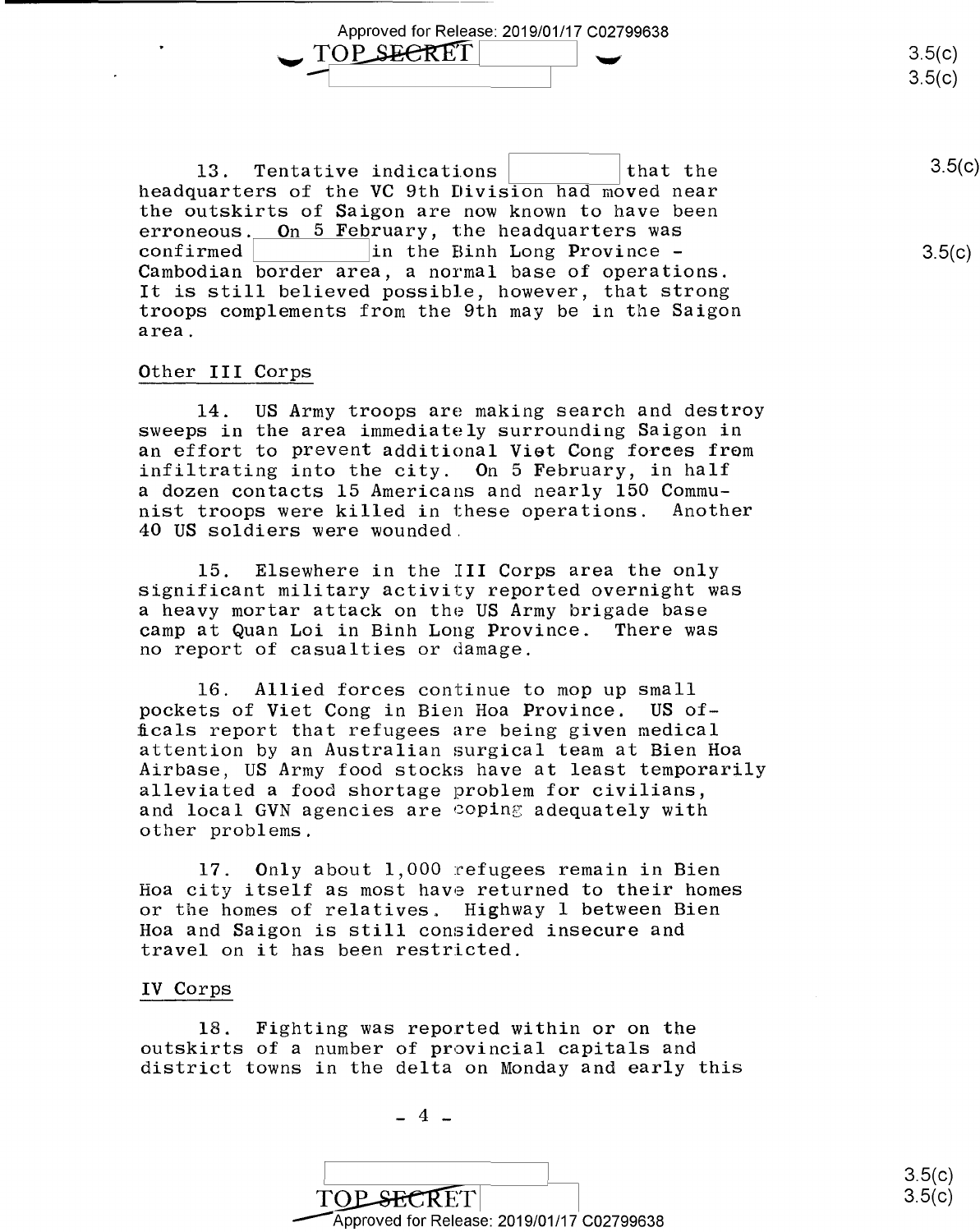13. Tentative indications [redacted] that the headquarters of the VC 9th Division had moved near the outskirts of Saigon are now known to have been erroneous. On 5 February, the headquarters was confirmed [redacted] in the Binh Long Province - Cambodian border area, a normal base of operations. It is still believed possible, however, that strong troops complements from the 9th may be in the Saigon area.

## Other III Corps

14. US Army troops are making search and destroy sweeps in the area immediately surrounding Saigon in an effort to prevent additional Viet Cong forces from infiltrating into the city. On 5 February, in half a dozen contacts 15 Americans and nearly 150 Communist troops were killed in these operations. Another 40 US soldiers were wounded.

15. Elsewhere in the III Corps area the only significant military activity reported overnight was a heavy mortar attack on the US Army brigade base camp at Quan Loi in Binh Long Province. There was no report of casualties or damage.

16. Allied forces continue to mop up small pockets of Viet Cong in Bien Hoa Province. US officals report that refugees are being given medical attention by an Australian surgical team at Bien Hoa Airbase, US Army food stocks have at least temporarily alleviated a food shortage problem for civilians, and local GVN agencies are coping adequately with other problems.

17. Only about 1,000 refugees remain in Bien Hoa city itself as most have returned to their homes or the homes of relatives. Highway 1 between Bien Hoa and Saigon is still considered insecure and travel on it has been restricted.

## IV Corps

18. Fighting was reported within or on the outskirts of a number of provincial capitals and district towns in the delta on Monday and early this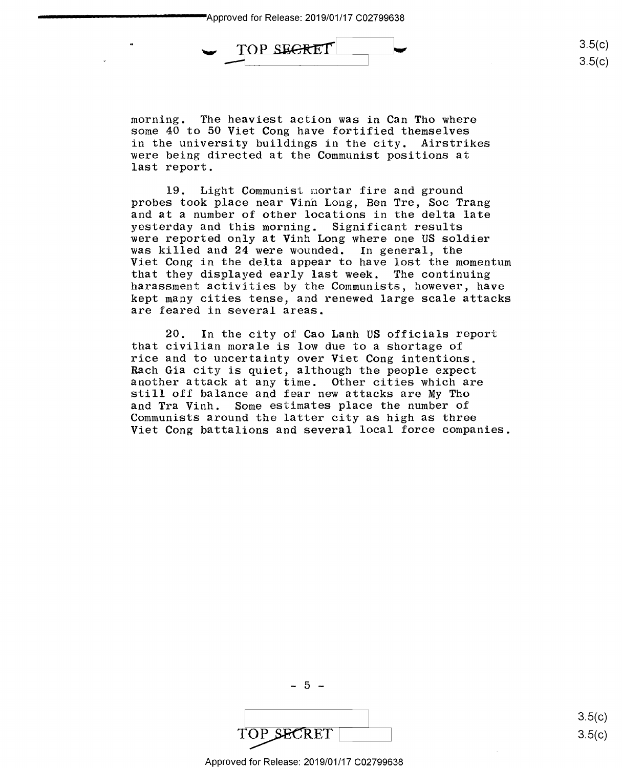morning. The heaviest action was in Can Tho where some 40 to 50 Viet Cong have fortified themselves in the university buildings in the city. Airstrikes were being directed at the Communist positions at last report.

19. Light Communist mortar fire and ground probes took place near Vinh Long, Ben Tre, Soc Trang and at a number of other locations in the delta late yesterday and this morning. Significant results were reported only at Vinh Long where one US soldier was killed and 24 were wounded. In general, the Viet Cong in the delta appear to have lost the momentum that they displayed early last week. The continuing harassment activities by the Communists, however, have kept many cities tense, and renewed large scale attacks are feared in several areas.

20. In the city of Cao Lanh US officials report that civilian morale is low due to a shortage of rice and to uncertainty over Viet Cong intentions. Rach Gia city is quiet, although the people expect another attack at any time. Other cities which are still off balance and fear new attacks are My Tho and Tra Vinh. Some estimates place the number of Communists around the latter city as high as three Viet Cong battalions and several local force companies.